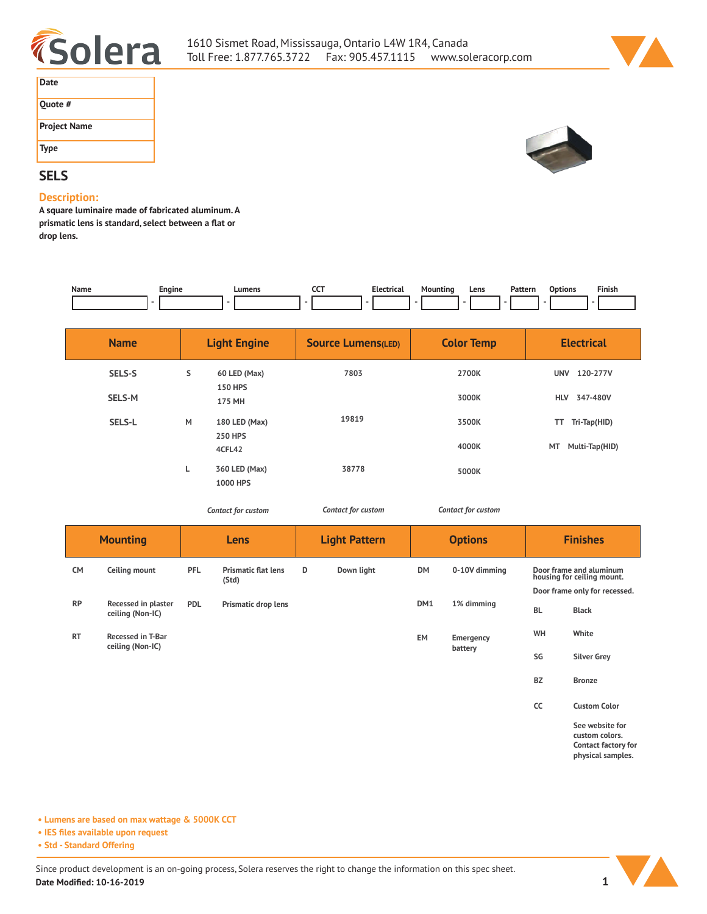Solera

1610 Sismet Road, Mississauga, Ontario L4W 1R4, Canada
Toll Free: 1.877.765.3722 Fax: 905.457.1115 www.soleracorp.com

| Date | |
|---|---|
| Quote # | |
| Project Name | |
| Type | |

## SELS

### Description:

**A square luminaire made of fabricated aluminum. A prismatic lens is standard, select between a flat or drop lens.**

| Name | | Engine | | Lumens | | CCT | | Electrical | | Mounting | | Lens | | Pattern | | Options | | Finish |
|---|---|---|---|---|---|---|---|---|---|---|---|---|---|---|---|---|---|---|
| | - | | - | | - | | - | | - | | - | | - | | - | | - | |

| Name | Light Engine | | Source Lumens(LED) | Color Temp | Electrical |
|---|---|---|---|---|---|
| SELS-S | S | 60 LED (Max) 150 HPS 175 MH | 7803 | 2700K | UNV 120-277V |
| SELS-M | | | | 3000K | HLV 347-480V |
| SELS-L | M | 180 LED (Max) 250 HPS 4CFL42 | 19819 | 3500K | TT Tri-Tap(HID) |
| | | | | 4000K | MT Multi-Tap(HID) |
| | L | 360 LED (Max) 1000 HPS | 38778 | 5000K | |
| | *Contact for custom* | | *Contact for custom* | *Contact for custom* | |

| Mounting | | Lens | | Light Pattern | | Options | | Finishes | |
|---|---|---|---|---|---|---|---|---|---|
| CM | Ceiling mount | PFL | Prismatic flat lens (Std) | D | Down light | DM | 0-10V dimming | Door frame and aluminum housing for ceiling mount. Door frame only for recessed. | |
| RP | Recessed in plaster ceiling (Non-IC) | PDL | Prismatic drop lens | | | DM1 | 1% dimming | BL | Black |
| RT | Recessed in T-Bar ceiling (Non-IC) | | | | | EM | Emergency battery | WH | White |
| | | | | | | | | SG | Silver Grey |
| | | | | | | | | BZ | Bronze |
| | | | | | | | | CC | Custom Color |
| | | | | | | | | | See website for custom colors. Contact factory for physical samples. |

- Lumens are based on max wattage & 5000K CCT
- IES files available upon request
- Std - Standard Offering

Since product development is an on-going process, Solera reserves the right to change the information on this spec sheet.
**Date Modified: 10-16-2019**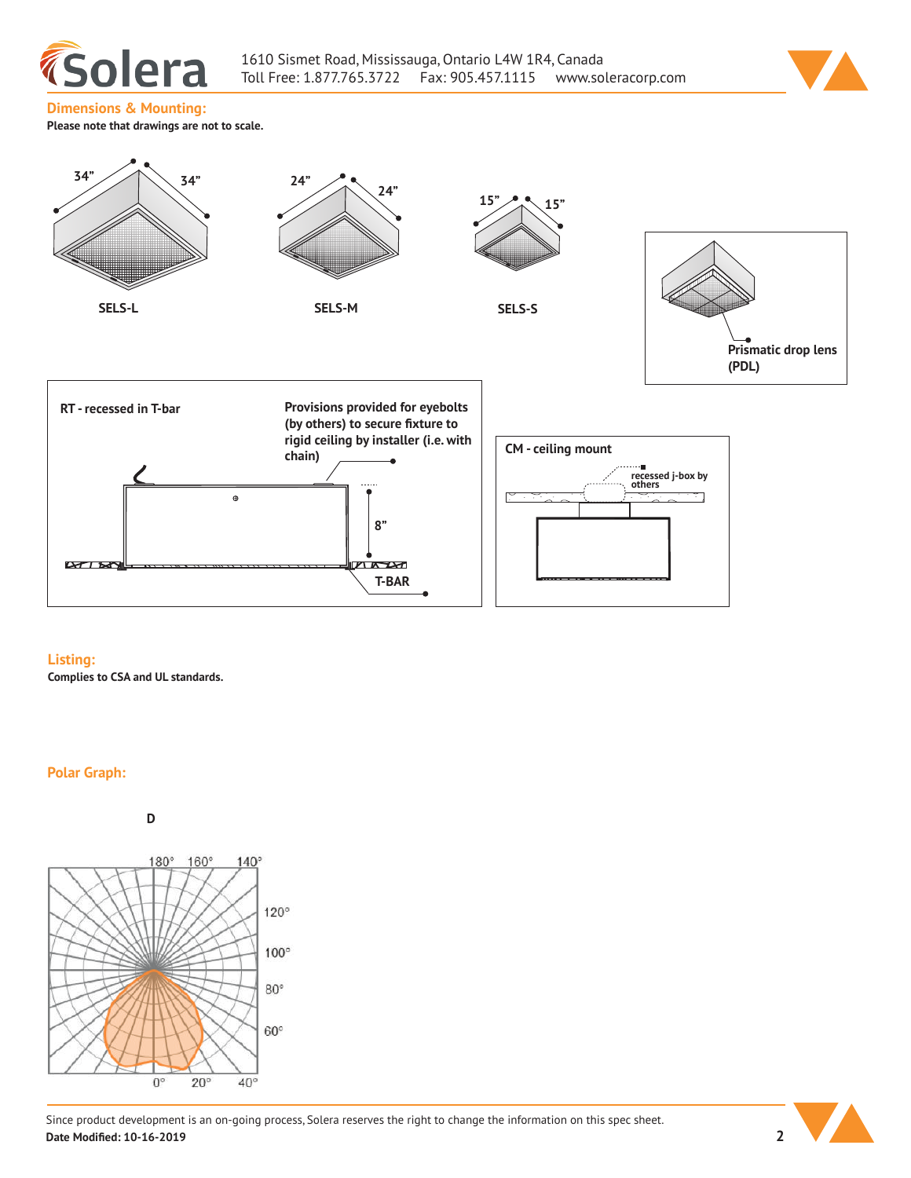1610 Sismet Road, Mississauga, Ontario L4W 1R4, Canada
Toll Free: 1.877.765.3722 Fax: 905.457.1115 www.soleracorp.com

## Dimensions & Mounting:

**Please note that drawings are not to scale.**

34” 34”

**SELS-L**

24” 24”

**SELS-M**

15” 15”

**SELS-S**

**Prismatic drop lens (PDL)**

**RT - recessed in T-bar**

**Provisions provided for eyebolts (by others) to secure fixture to rigid ceiling by installer (i.e. with chain)**

8”

T-BAR

**CM - ceiling mount**

recessed j-box by others

## Listing:

**Complies to CSA and UL standards.**

## Polar Graph:

D

180° 160° 140°

120°

100°

80°

60°

0° 20° 40°

Since product development is an on-going process, Solera reserves the right to change the information on this spec sheet.

**Date Modified: 10-16-2019**